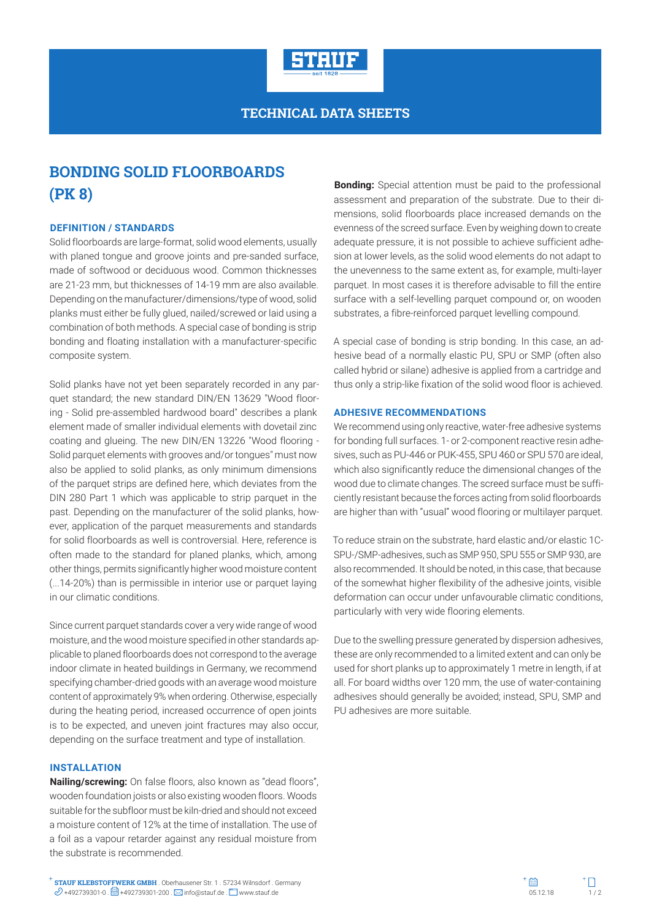# BONDING SOLID FLOORBOARDS (PK 8)

### DEFINITION / STANDARDS

Solid floorboards are large-format, solid wood elements, usually with planed tongue and groove joints and pre-sanded surface, made of softwood or deciduous wood. Common thicknesses are 21-23 mm, but thicknesses of 14-19 mm are also available. Depending on the manufacturer/dimensions/type of wood, solid planks must either be fully glued, nailed/screwed or laid using a combination of both methods. A special case of bonding is strip bonding and floating installation with a manufacturer-specific composite system.

Solid planks have not yet been separately recorded in any parquet standard; the new standard DIN/EN 13629 "Wood flooring - Solid pre-assembled hardwood board" describes a plank element made of smaller individual elements with dovetail zinc coating and glueing. The new DIN/EN 13226 "Wood flooring - Solid parquet elements with grooves and/or tongues" must now also be applied to solid planks, as only minimum dimensions of the parquet strips are defined here, which deviates from the DIN 280 Part 1 which was applicable to strip parquet in the past. Depending on the manufacturer of the solid planks, however, application of the parquet measurements and standards for solid floorboards as well is controversial. Here, reference is often made to the standard for planed planks, which, among other things, permits significantly higher wood moisture content (...14-20%) than is permissible in interior use or parquet laying in our climatic conditions.

Since current parquet standards cover a very wide range of wood moisture, and the wood moisture specified in other standards applicable to planed floorboards does not correspond to the average indoor climate in heated buildings in Germany, we recommend specifying chamber-dried goods with an average wood moisture content of approximately 9% when ordering. Otherwise, especially during the heating period, increased occurrence of open joints is to be expected, and uneven joint fractures may also occur, depending on the surface treatment and type of installation.

### INSTALLATION

**Nailing/screwing:** On false floors, also known as "dead floors", wooden foundation joists or also existing wooden floors. Woods suitable for the subfloor must be kiln-dried and should not exceed a moisture content of 12% at the time of installation. The use of a foil as a vapour retarder against any residual moisture from the substrate is recommended.

**Bonding:** Special attention must be paid to the professional assessment and preparation of the substrate. Due to their dimensions, solid floorboards place increased demands on the evenness of the screed surface. Even by weighing down to create adequate pressure, it is not possible to achieve sufficient adhesion at lower levels, as the solid wood elements do not adapt to the unevenness to the same extent as, for example, multi-layer parquet. In most cases it is therefore advisable to fill the entire surface with a self-levelling parquet compound or, on wooden substrates, a fibre-reinforced parquet levelling compound.

A special case of bonding is strip bonding. In this case, an adhesive bead of a normally elastic PU, SPU or SMP (often also called hybrid or silane) adhesive is applied from a cartridge and thus only a strip-like fixation of the solid wood floor is achieved.

### ADHESIVE RECOMMENDATIONS

We recommend using only reactive, water-free adhesive systems for bonding full surfaces. 1- or 2-component reactive resin adhesives, such as PU-446 or PUK-455, SPU 460 or SPU 570 are ideal, which also significantly reduce the dimensional changes of the wood due to climate changes. The screed surface must be sufficiently resistant because the forces acting from solid floorboards are higher than with "usual" wood flooring or multilayer parquet.

To reduce strain on the substrate, hard elastic and/or elastic 1C-SPU-/SMP-adhesives, such as SMP 950, SPU 555 or SMP 930, are also recommended. It should be noted, in this case, that because of the somewhat higher flexibility of the adhesive joints, visible deformation can occur under unfavourable climatic conditions, particularly with very wide flooring elements.

Due to the swelling pressure generated by dispersion adhesives, these are only recommended to a limited extent and can only be used for short planks up to approximately 1 metre in length, if at all. For board widths over 120 mm, the use of water-containing adhesives should generally be avoided; instead, SPU, SMP and PU adhesives are more suitable.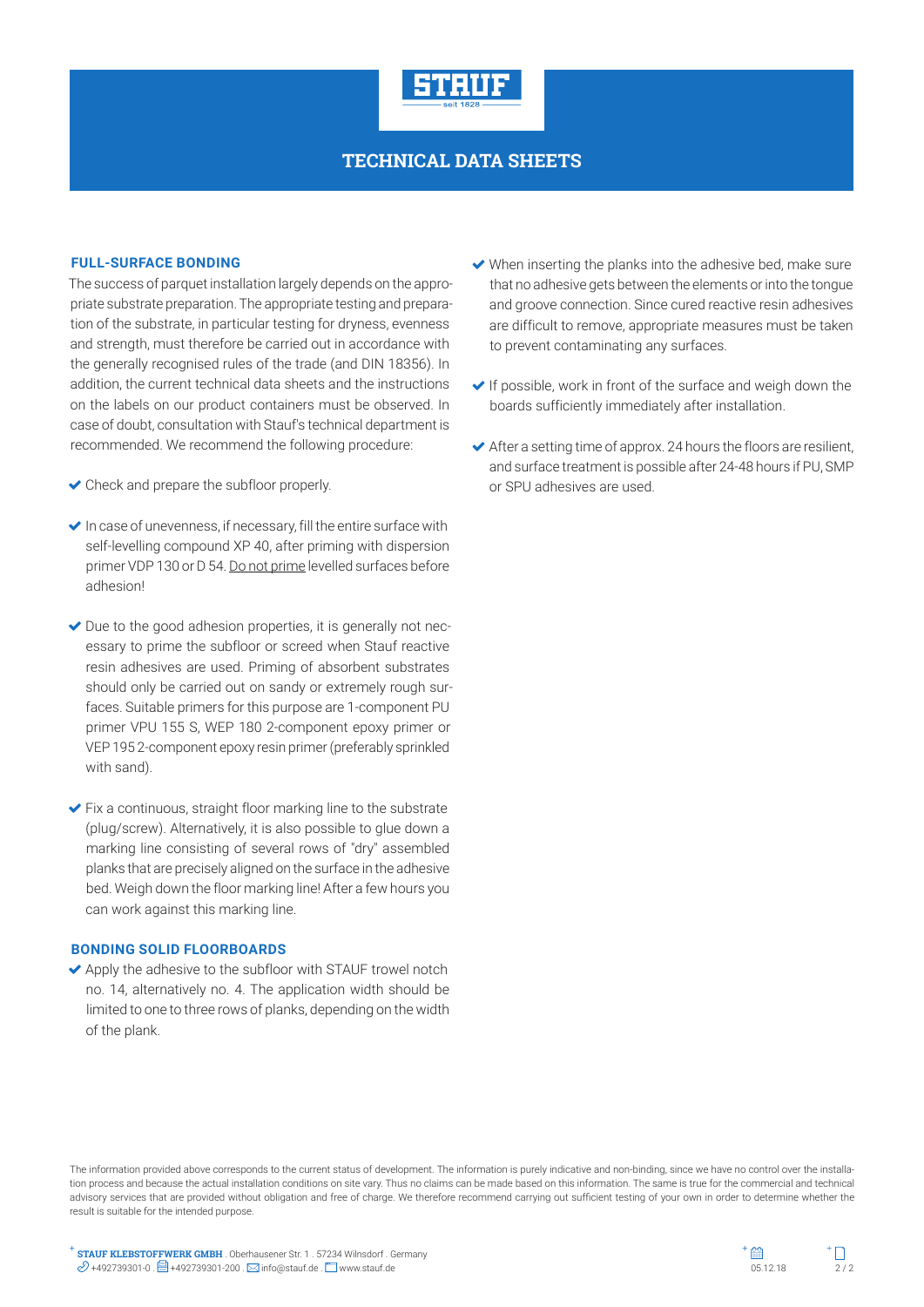# TECHNICAL DATA SHEETS

## FULL-SURFACE BONDING

The success of parquet installation largely depends on the appropriate substrate preparation. The appropriate testing and preparation of the substrate, in particular testing for dryness, evenness and strength, must therefore be carried out in accordance with the generally recognised rules of the trade (and DIN 18356). In addition, the current technical data sheets and the instructions on the labels on our product containers must be observed. In case of doubt, consultation with Stauf's technical department is recommended. We recommend the following procedure:

- Check and prepare the subfloor properly.
- In case of unevenness, if necessary, fill the entire surface with self-levelling compound XP 40, after priming with dispersion primer VDP 130 or D 54. Do not prime levelled surfaces before adhesion!
- Due to the good adhesion properties, it is generally not necessary to prime the subfloor or screed when Stauf reactive resin adhesives are used. Priming of absorbent substrates should only be carried out on sandy or extremely rough surfaces. Suitable primers for this purpose are 1-component PU primer VPU 155 S, WEP 180 2-component epoxy primer or VEP 195 2-component epoxy resin primer (preferably sprinkled with sand).
- Fix a continuous, straight floor marking line to the substrate (plug/screw). Alternatively, it is also possible to glue down a marking line consisting of several rows of "dry" assembled planks that are precisely aligned on the surface in the adhesive bed. Weigh down the floor marking line! After a few hours you can work against this marking line.

## BONDING SOLID FLOORBOARDS

- Apply the adhesive to the subfloor with STAUF trowel notch no. 14, alternatively no. 4. The application width should be limited to one to three rows of planks, depending on the width of the plank.
- When inserting the planks into the adhesive bed, make sure that no adhesive gets between the elements or into the tongue and groove connection. Since cured reactive resin adhesives are difficult to remove, appropriate measures must be taken to prevent contaminating any surfaces.
- If possible, work in front of the surface and weigh down the boards sufficiently immediately after installation.
- After a setting time of approx. 24 hours the floors are resilient, and surface treatment is possible after 24-48 hours if PU, SMP or SPU adhesives are used.

The information provided above corresponds to the current status of development. The information is purely indicative and non-binding, since we have no control over the installation process and because the actual installation conditions on site vary. Thus no claims can be made based on this information. The same is true for the commercial and technical advisory services that are provided without obligation and free of charge. We therefore recommend carrying out sufficient testing of your own in order to determine whether the result is suitable for the intended purpose.

**STAUF KLEBSTOFFWERK GMBH** . Oberhausener Str. 1 . 57234 Wilnsdorf . Germany
+492739301-0 . +492739301-200 . info@stauf.de . www.stauf.de

05.12.18